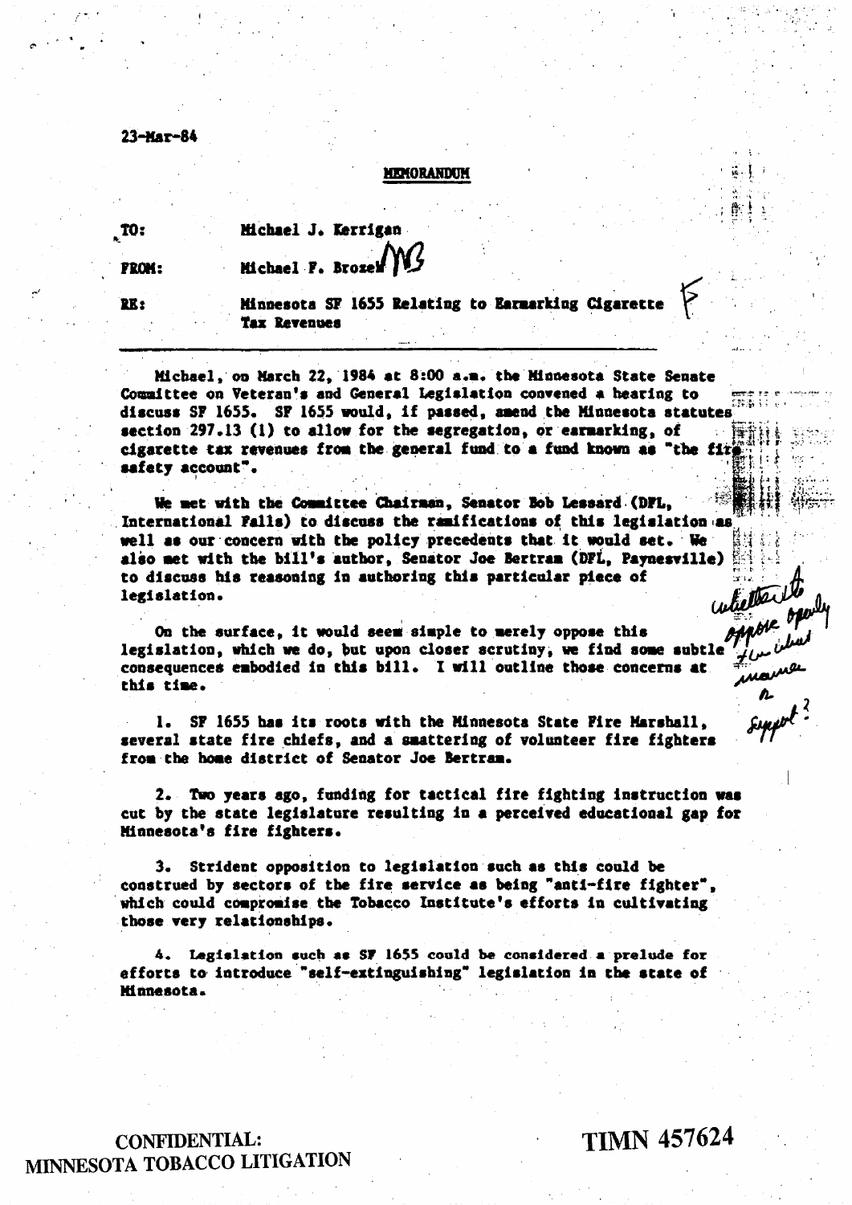23-Mar-84

**MEMORANDUM**

**TO:** Michael J. Kerrigan

**FROM:** Michael F. Brozek MB

**RE:** Minnesota SF 1655 Relating to Earmarking Cigarette Tax Revenues

F

---

Michael, on March 22, 1984 at 8:00 a.m. the Minnesota State Senate Committee on Veteran's and General Legislation convened a hearing to discuss SF 1655. SF 1655 would, if passed, amend the Minnesota statutes section 297.13 (1) to allow for the segregation, or earmarking, of cigarette tax revenues from the general fund to a fund known as "the fire safety account".

We met with the Committee Chairman, Senator Bob Lessard (DFL, International Falls) to discuss the ramifications of this legislation as well as our concern with the policy precedents that it would set. We also met with the bill's author, Senator Joe Bertram (DFL, Paynesville) to discuss his reasoning in authoring this particular piece of legislation.

On the surface, it would seem simple to merely oppose this legislation, which we do, but upon closer scrutiny, we find some subtle consequences embodied in this bill. I will outline those concerns at this time.

*whether to oppose openly & in what manner or support?*

1. SF 1655 has its roots with the Minnesota State Fire Marshall, several state fire chiefs, and a smattering of volunteer fire fighters from the home district of Senator Joe Bertram.

2. Two years ago, funding for tactical fire fighting instruction was cut by the state legislature resulting in a perceived educational gap for Minnesota's fire fighters.

3. Strident opposition to legislation such as this could be construed by sectors of the fire service as being "anti-fire fighter", which could compromise the Tobacco Institute's efforts in cultivating those very relationships.

4. Legislation such as SF 1655 could be considered a prelude for efforts to introduce "self-extinguishing" legislation in the state of Minnesota.

CONFIDENTIAL:
MINNESOTA TOBACCO LITIGATION

TIMN 457624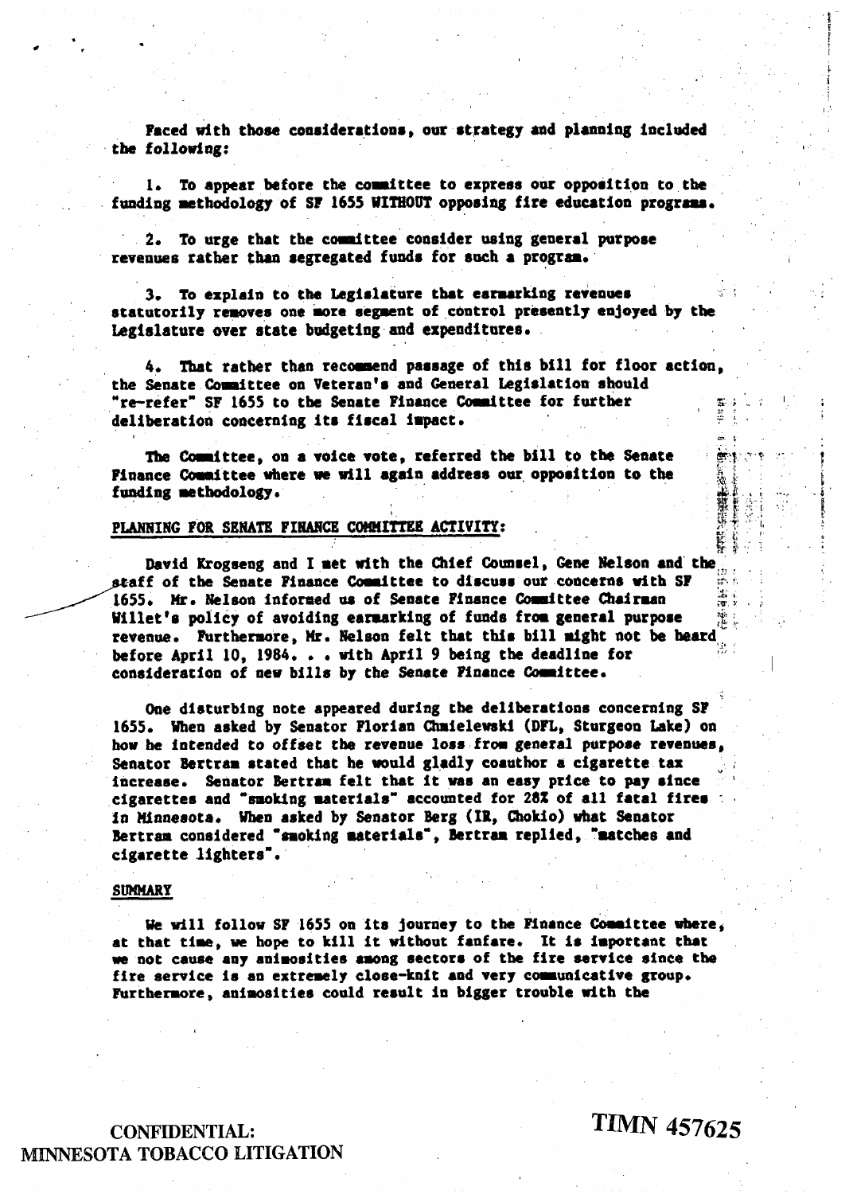Faced with those considerations, our strategy and planning included the following:

1. To appear before the committee to express our opposition to the funding methodology of SF 1655 WITHOUT opposing fire education programs.

2. To urge that the committee consider using general purpose revenues rather than segregated funds for such a program.

3. To explain to the Legislature that earmarking revenues statutorily removes one more segment of control presently enjoyed by the Legislature over state budgeting and expenditures.

4. That rather than recommend passage of this bill for floor action, the Senate Committee on Veteran's and General Legislation should "re-refer" SF 1655 to the Senate Finance Committee for further deliberation concerning its fiscal impact.

The Committee, on a voice vote, referred the bill to the Senate Finance Committee where we will again address our opposition to the funding methodology.

PLANNING FOR SENATE FINANCE COMMITTEE ACTIVITY:

David Krogseng and I met with the Chief Counsel, Gene Nelson and the staff of the Senate Finance Committee to discuss our concerns with SF 1655. Mr. Nelson informed us of Senate Finance Committee Chairman Willet's policy of avoiding earmarking of funds from general purpose revenue. Furthermore, Mr. Nelson felt that this bill might not be heard before April 10, 1984. . . with April 9 being the deadline for consideration of new bills by the Senate Finance Committee.

One disturbing note appeared during the deliberations concerning SF 1655. When asked by Senator Florian Chmielewski (DFL, Sturgeon Lake) on how he intended to offset the revenue loss from general purpose revenues, Senator Bertram stated that he would gladly coauthor a cigarette tax increase. Senator Bertram felt that it was an easy price to pay since cigarettes and "smoking materials" accounted for 28% of all fatal fires in Minnesota. When asked by Senator Berg (IR, Chokio) what Senator Bertram considered "smoking materials", Bertram replied, "matches and cigarette lighters".

SUMMARY

We will follow SF 1655 on its journey to the Finance Committee where, at that time, we hope to kill it without fanfare. It is important that we not cause any animosities among sectors of the fire service since the fire service is an extremely close-knit and very communicative group. Furthermore, animosities could result in bigger trouble with the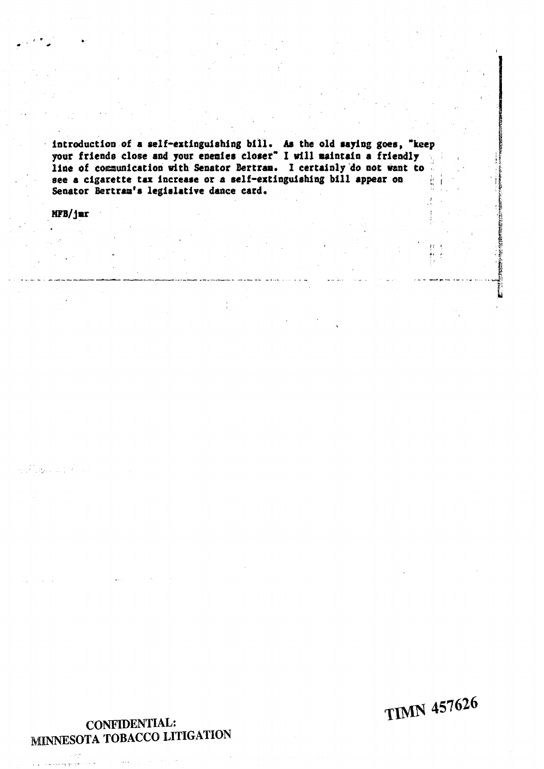introduction of a self-extinguishing bill. As the old saying goes, "keep your friends close and your enemies closer" I will maintain a friendly line of communication with Senator Bertram. I certainly do not want to see a cigarette tax increase or a self-extinguishing bill appear on Senator Bertram's legislative dance card.

MFB/jmr

CONFIDENTIAL:
MINNESOTA TOBACCO LITIGATION

TIMN 457626